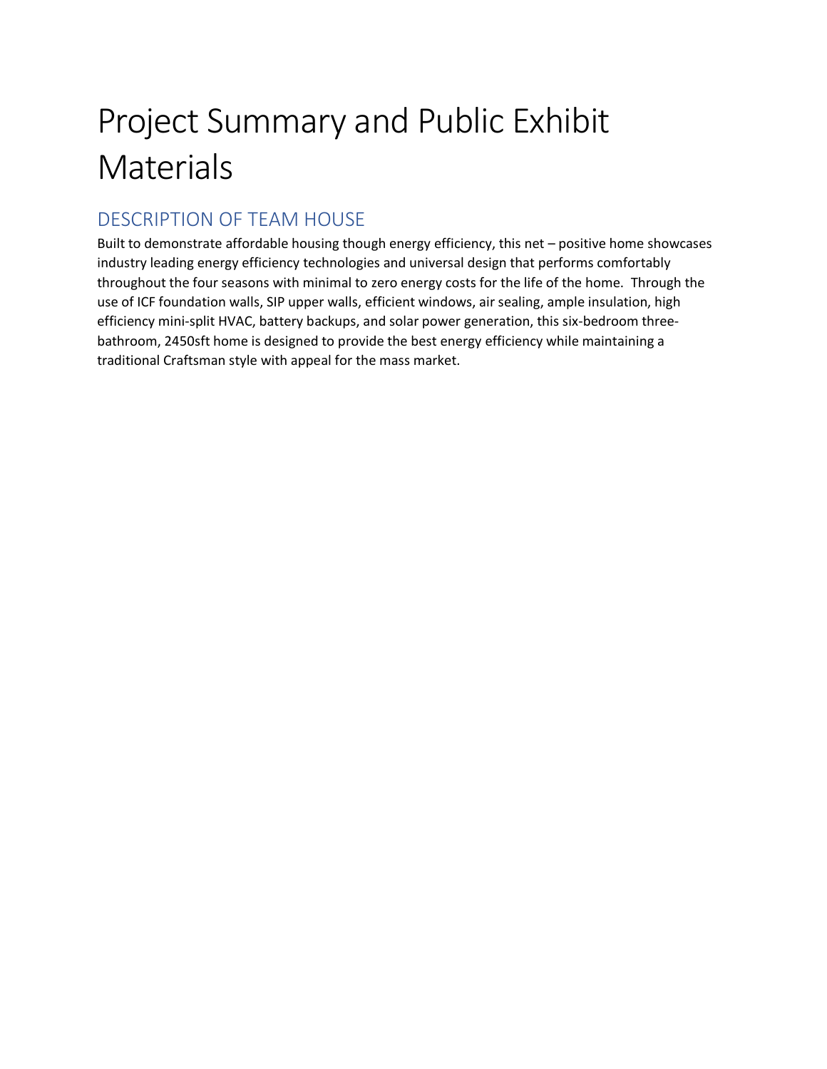# Project Summary and Public Exhibit Materials

## DESCRIPTION OF TEAM HOUSE

Built to demonstrate affordable housing though energy efficiency, this net – positive home showcases industry leading energy efficiency technologies and universal design that performs comfortably throughout the four seasons with minimal to zero energy costs for the life of the home. Through the use of ICF foundation walls, SIP upper walls, efficient windows, air sealing, ample insulation, high efficiency mini-split HVAC, battery backups, and solar power generation, this six-bedroom three-bathroom, 2450sft home is designed to provide the best energy efficiency while maintaining a traditional Craftsman style with appeal for the mass market.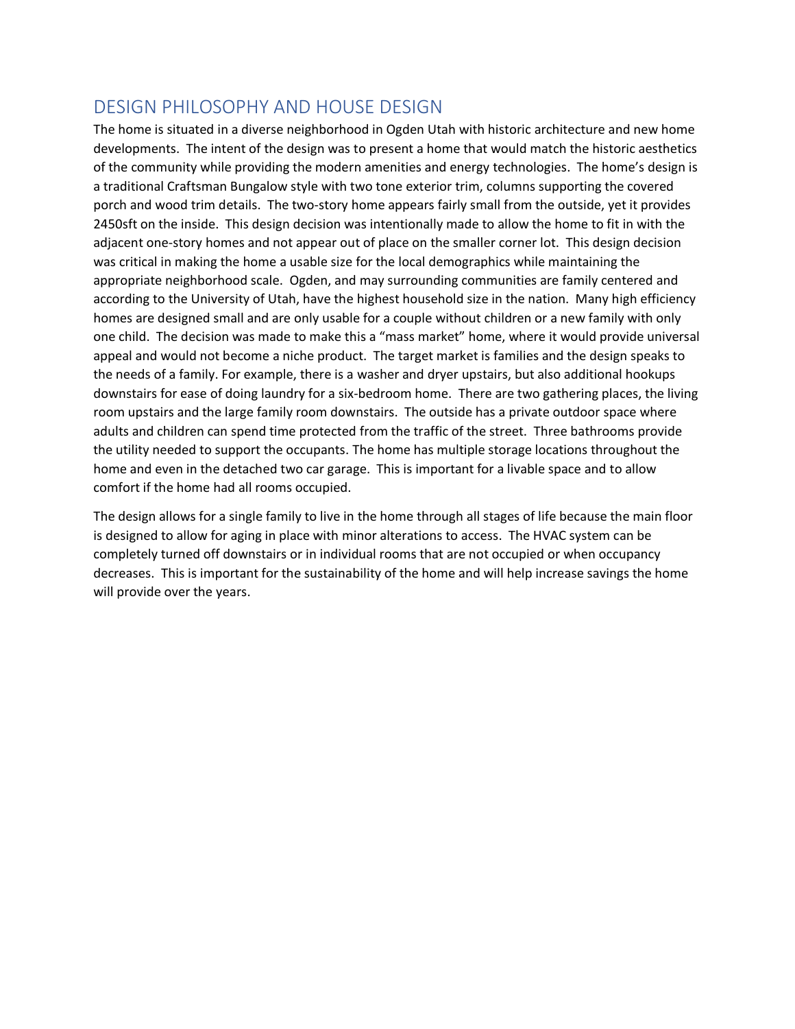## DESIGN PHILOSOPHY AND HOUSE DESIGN

The home is situated in a diverse neighborhood in Ogden Utah with historic architecture and new home developments. The intent of the design was to present a home that would match the historic aesthetics of the community while providing the modern amenities and energy technologies. The home's design is a traditional Craftsman Bungalow style with two tone exterior trim, columns supporting the covered porch and wood trim details. The two-story home appears fairly small from the outside, yet it provides 2450sft on the inside. This design decision was intentionally made to allow the home to fit in with the adjacent one-story homes and not appear out of place on the smaller corner lot. This design decision was critical in making the home a usable size for the local demographics while maintaining the appropriate neighborhood scale. Ogden, and may surrounding communities are family centered and according to the University of Utah, have the highest household size in the nation. Many high efficiency homes are designed small and are only usable for a couple without children or a new family with only one child. The decision was made to make this a "mass market" home, where it would provide universal appeal and would not become a niche product. The target market is families and the design speaks to the needs of a family. For example, there is a washer and dryer upstairs, but also additional hookups downstairs for ease of doing laundry for a six-bedroom home. There are two gathering places, the living room upstairs and the large family room downstairs. The outside has a private outdoor space where adults and children can spend time protected from the traffic of the street. Three bathrooms provide the utility needed to support the occupants. The home has multiple storage locations throughout the home and even in the detached two car garage. This is important for a livable space and to allow comfort if the home had all rooms occupied.

The design allows for a single family to live in the home through all stages of life because the main floor is designed to allow for aging in place with minor alterations to access. The HVAC system can be completely turned off downstairs or in individual rooms that are not occupied or when occupancy decreases. This is important for the sustainability of the home and will help increase savings the home will provide over the years.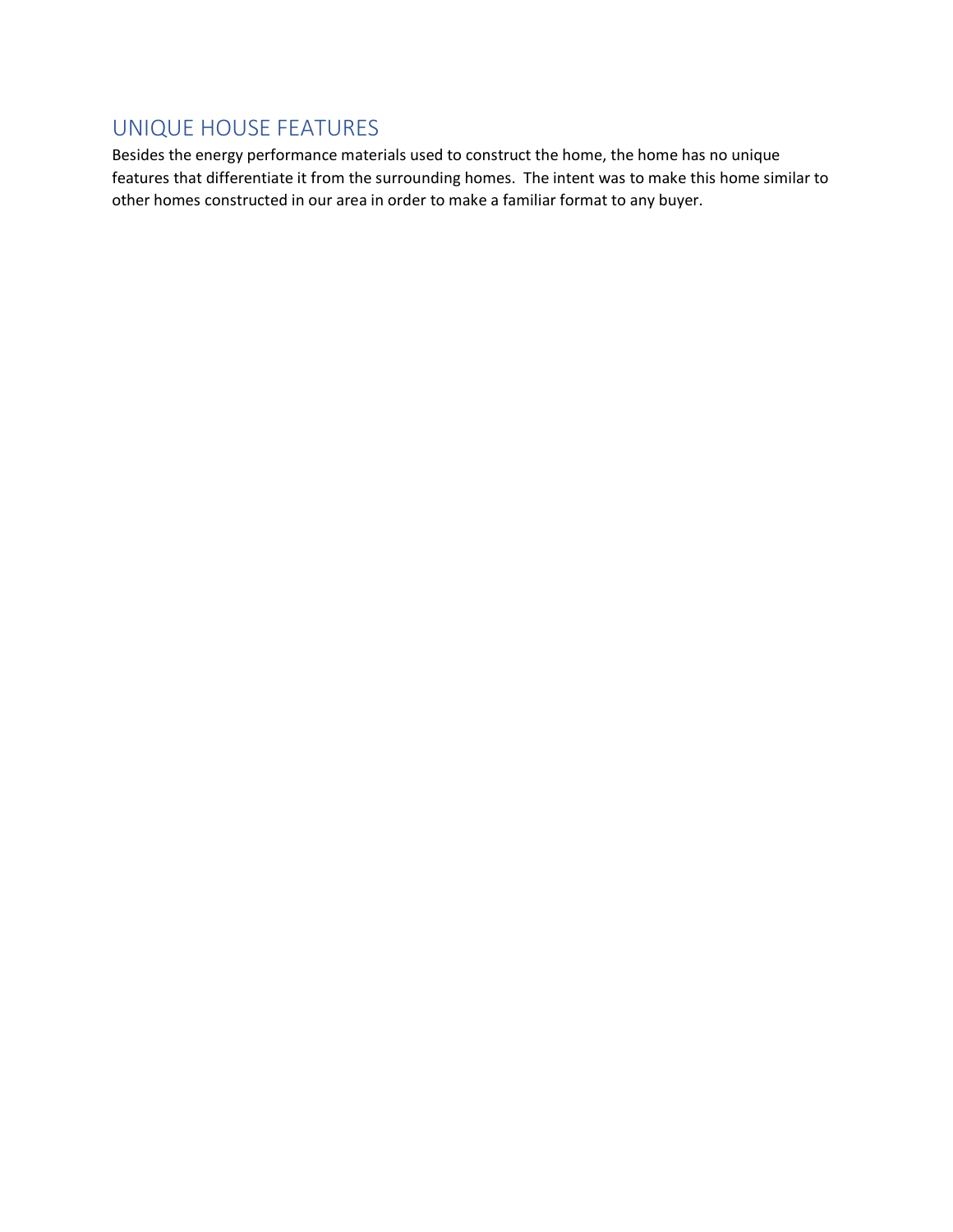## UNIQUE HOUSE FEATURES

Besides the energy performance materials used to construct the home, the home has no unique features that differentiate it from the surrounding homes. The intent was to make this home similar to other homes constructed in our area in order to make a familiar format to any buyer.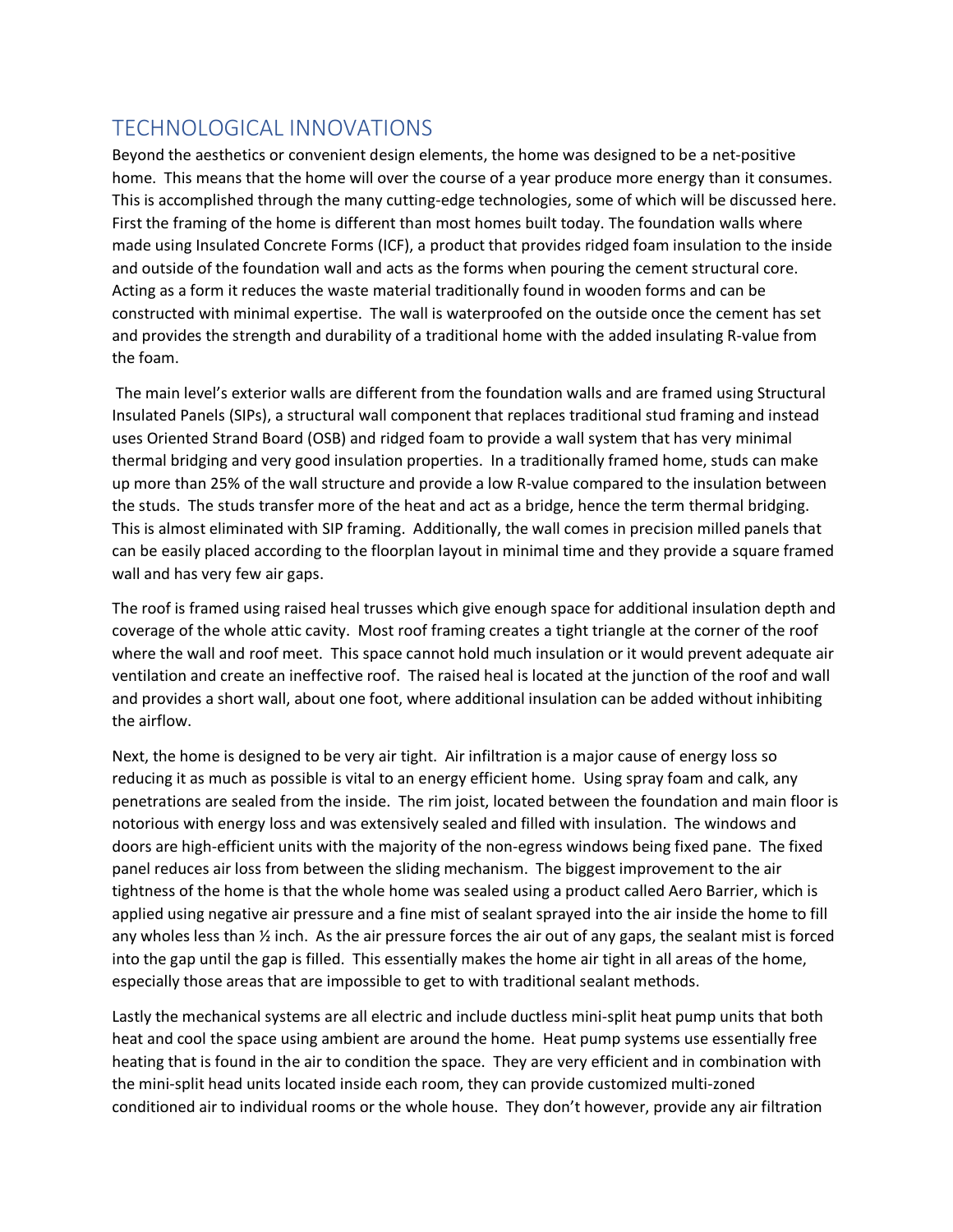## TECHNOLOGICAL INNOVATIONS

Beyond the aesthetics or convenient design elements, the home was designed to be a net-positive home. This means that the home will over the course of a year produce more energy than it consumes. This is accomplished through the many cutting-edge technologies, some of which will be discussed here. First the framing of the home is different than most homes built today. The foundation walls where made using Insulated Concrete Forms (ICF), a product that provides ridged foam insulation to the inside and outside of the foundation wall and acts as the forms when pouring the cement structural core. Acting as a form it reduces the waste material traditionally found in wooden forms and can be constructed with minimal expertise. The wall is waterproofed on the outside once the cement has set and provides the strength and durability of a traditional home with the added insulating R-value from the foam.

The main level's exterior walls are different from the foundation walls and are framed using Structural Insulated Panels (SIPs), a structural wall component that replaces traditional stud framing and instead uses Oriented Strand Board (OSB) and ridged foam to provide a wall system that has very minimal thermal bridging and very good insulation properties. In a traditionally framed home, studs can make up more than 25% of the wall structure and provide a low R-value compared to the insulation between the studs. The studs transfer more of the heat and act as a bridge, hence the term thermal bridging. This is almost eliminated with SIP framing. Additionally, the wall comes in precision milled panels that can be easily placed according to the floorplan layout in minimal time and they provide a square framed wall and has very few air gaps.

The roof is framed using raised heal trusses which give enough space for additional insulation depth and coverage of the whole attic cavity. Most roof framing creates a tight triangle at the corner of the roof where the wall and roof meet. This space cannot hold much insulation or it would prevent adequate air ventilation and create an ineffective roof. The raised heal is located at the junction of the roof and wall and provides a short wall, about one foot, where additional insulation can be added without inhibiting the airflow.

Next, the home is designed to be very air tight. Air infiltration is a major cause of energy loss so reducing it as much as possible is vital to an energy efficient home. Using spray foam and calk, any penetrations are sealed from the inside. The rim joist, located between the foundation and main floor is notorious with energy loss and was extensively sealed and filled with insulation. The windows and doors are high-efficient units with the majority of the non-egress windows being fixed pane. The fixed panel reduces air loss from between the sliding mechanism. The biggest improvement to the air tightness of the home is that the whole home was sealed using a product called Aero Barrier, which is applied using negative air pressure and a fine mist of sealant sprayed into the air inside the home to fill any wholes less than ½ inch. As the air pressure forces the air out of any gaps, the sealant mist is forced into the gap until the gap is filled. This essentially makes the home air tight in all areas of the home, especially those areas that are impossible to get to with traditional sealant methods.

Lastly the mechanical systems are all electric and include ductless mini-split heat pump units that both heat and cool the space using ambient are around the home. Heat pump systems use essentially free heating that is found in the air to condition the space. They are very efficient and in combination with the mini-split head units located inside each room, they can provide customized multi-zoned conditioned air to individual rooms or the whole house. They don't however, provide any air filtration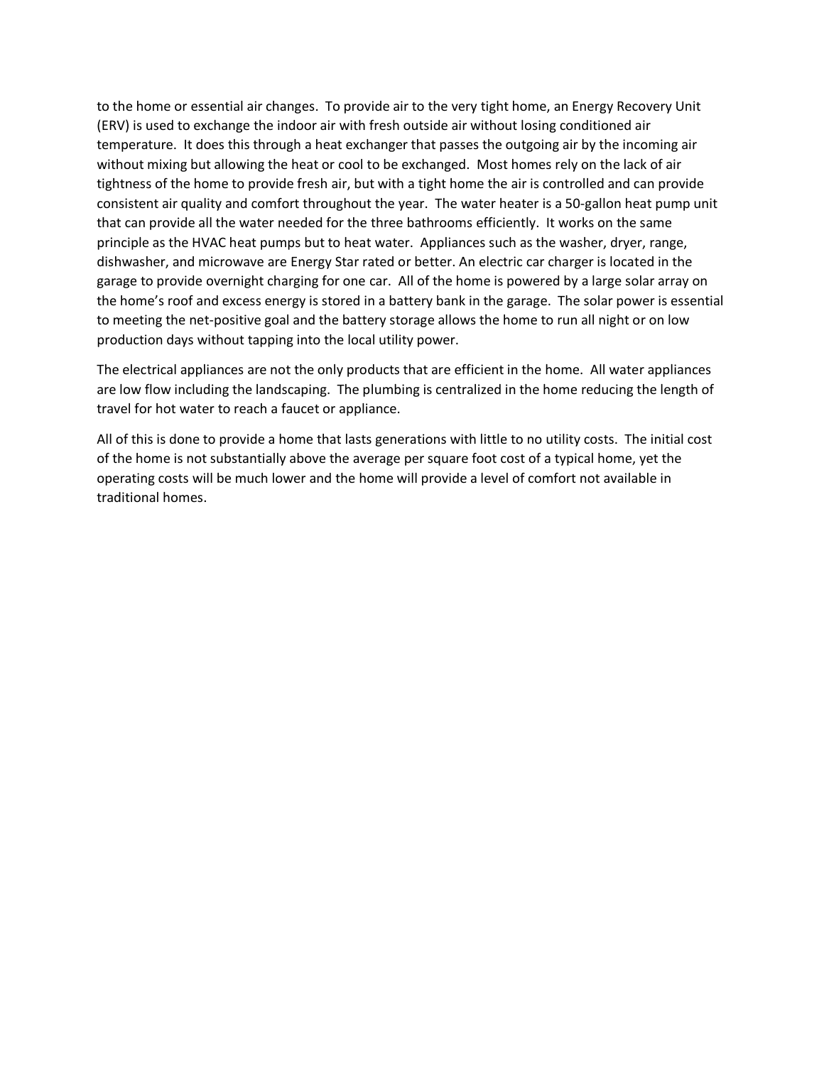to the home or essential air changes. To provide air to the very tight home, an Energy Recovery Unit (ERV) is used to exchange the indoor air with fresh outside air without losing conditioned air temperature. It does this through a heat exchanger that passes the outgoing air by the incoming air without mixing but allowing the heat or cool to be exchanged. Most homes rely on the lack of air tightness of the home to provide fresh air, but with a tight home the air is controlled and can provide consistent air quality and comfort throughout the year. The water heater is a 50-gallon heat pump unit that can provide all the water needed for the three bathrooms efficiently. It works on the same principle as the HVAC heat pumps but to heat water. Appliances such as the washer, dryer, range, dishwasher, and microwave are Energy Star rated or better. An electric car charger is located in the garage to provide overnight charging for one car. All of the home is powered by a large solar array on the home's roof and excess energy is stored in a battery bank in the garage. The solar power is essential to meeting the net-positive goal and the battery storage allows the home to run all night or on low production days without tapping into the local utility power.

The electrical appliances are not the only products that are efficient in the home. All water appliances are low flow including the landscaping. The plumbing is centralized in the home reducing the length of travel for hot water to reach a faucet or appliance.

All of this is done to provide a home that lasts generations with little to no utility costs. The initial cost of the home is not substantially above the average per square foot cost of a typical home, yet the operating costs will be much lower and the home will provide a level of comfort not available in traditional homes.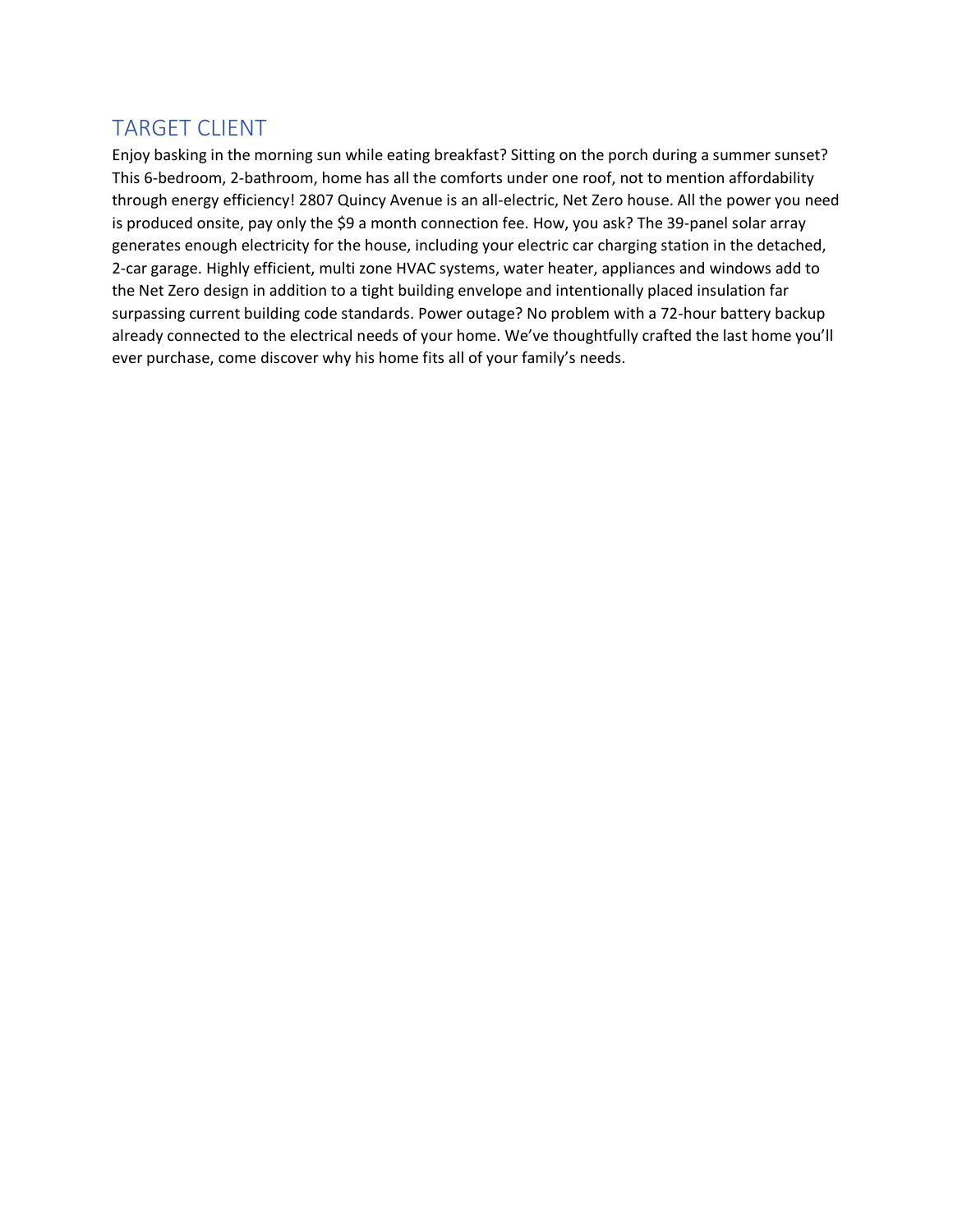## TARGET CLIENT

Enjoy basking in the morning sun while eating breakfast? Sitting on the porch during a summer sunset? This 6-bedroom, 2-bathroom, home has all the comforts under one roof, not to mention affordability through energy efficiency! 2807 Quincy Avenue is an all-electric, Net Zero house. All the power you need is produced onsite, pay only the $9 a month connection fee. How, you ask? The 39-panel solar array generates enough electricity for the house, including your electric car charging station in the detached, 2-car garage. Highly efficient, multi zone HVAC systems, water heater, appliances and windows add to the Net Zero design in addition to a tight building envelope and intentionally placed insulation far surpassing current building code standards. Power outage? No problem with a 72-hour battery backup already connected to the electrical needs of your home. We've thoughtfully crafted the last home you'll ever purchase, come discover why his home fits all of your family's needs.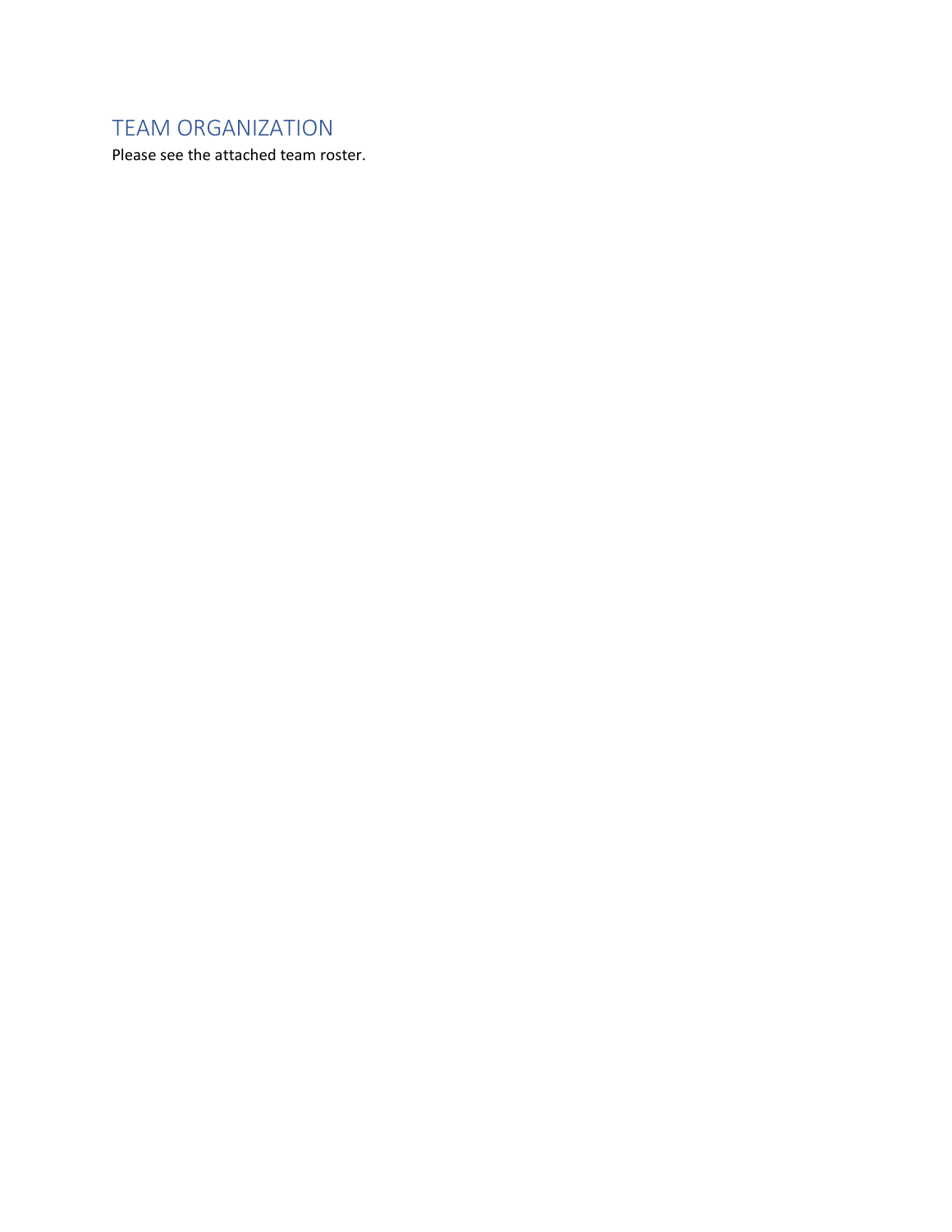## TEAM ORGANIZATION

Please see the attached team roster.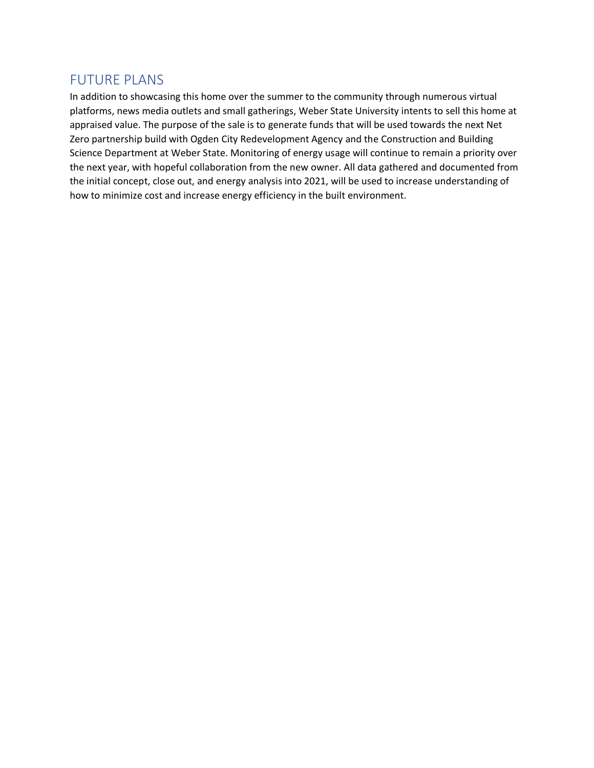## FUTURE PLANS

In addition to showcasing this home over the summer to the community through numerous virtual platforms, news media outlets and small gatherings, Weber State University intents to sell this home at appraised value. The purpose of the sale is to generate funds that will be used towards the next Net Zero partnership build with Ogden City Redevelopment Agency and the Construction and Building Science Department at Weber State. Monitoring of energy usage will continue to remain a priority over the next year, with hopeful collaboration from the new owner. All data gathered and documented from the initial concept, close out, and energy analysis into 2021, will be used to increase understanding of how to minimize cost and increase energy efficiency in the built environment.